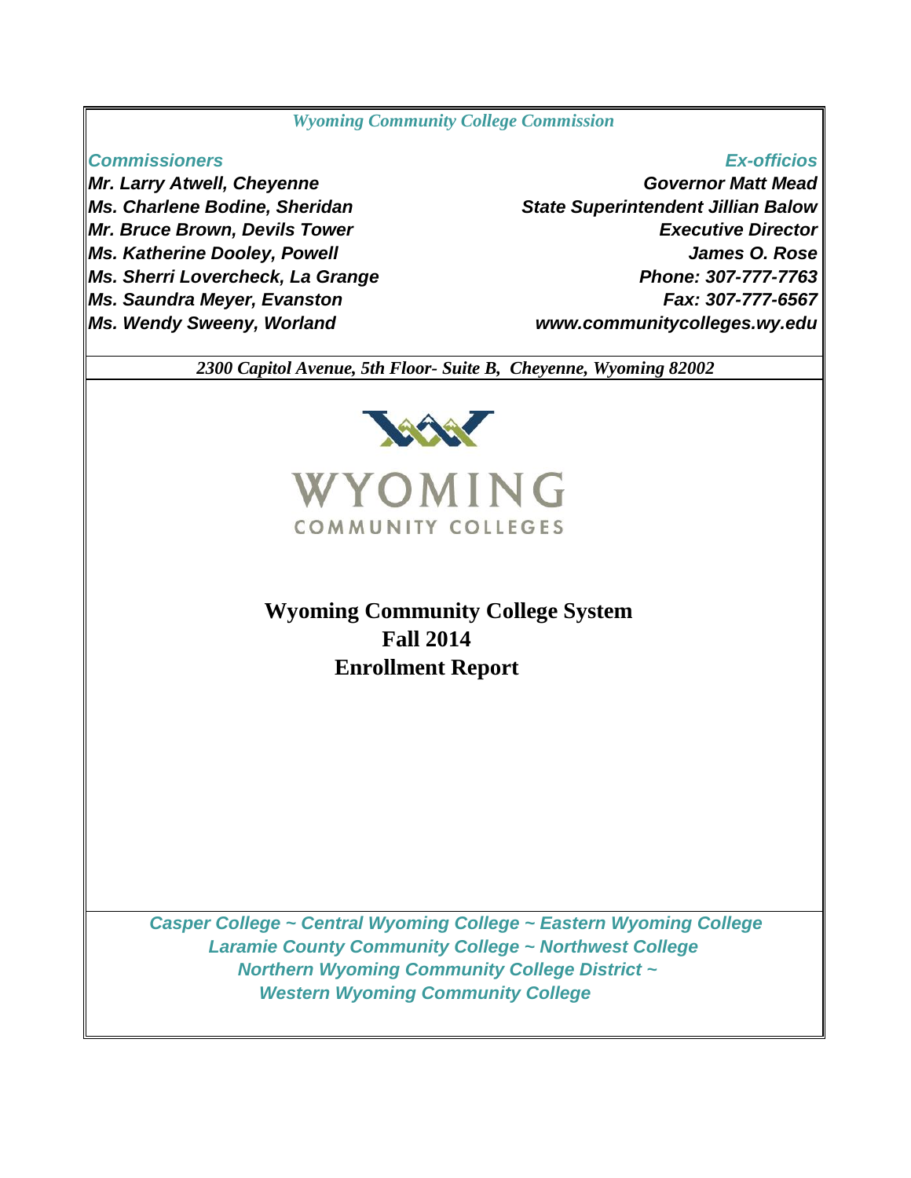*Wyoming Community College Commission*

| *Commissioners* | *Ex-officios* |
|---|---|
| ***Mr. Larry Atwell, Cheyenne*** | ***Governor Matt Mead*** |
| ***Ms. Charlene Bodine, Sheridan*** | ***State Superintendent Jillian Balow*** |
| ***Mr. Bruce Brown, Devils Tower*** | ***Executive Director*** |
| ***Ms. Katherine Dooley, Powell*** | ***James O. Rose*** |
| ***Ms. Sherri Lovercheck, La Grange*** | ***Phone: 307-777-7763*** |
| ***Ms. Saundra Meyer, Evanston*** | ***Fax: 307-777-6567*** |
| ***Ms. Wendy Sweeny, Worland*** | ***www.communitycolleges.wy.edu*** |

*2300 Capitol Avenue, 5th Floor- Suite B, Cheyenne, Wyoming 82002*

WYOMING
COMMUNITY COLLEGES

# Wyoming Community College System Fall 2014 Enrollment Report

*Casper College ~ Central Wyoming College ~ Eastern Wyoming College*
*Laramie County Community College ~ Northwest College*
*Northern Wyoming Community College District ~*
*Western Wyoming Community College*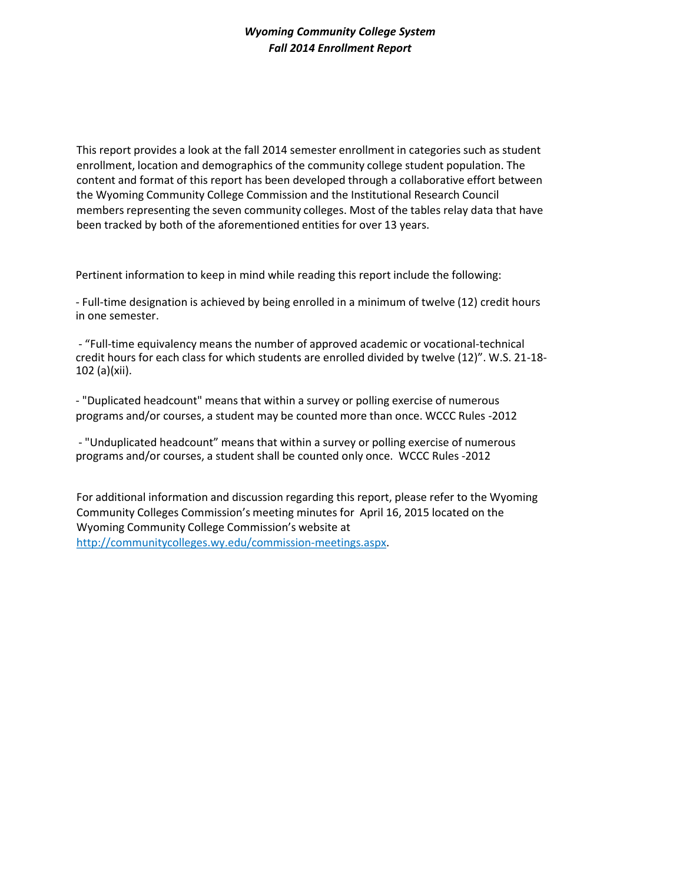***Wyoming Community College System***
***Fall 2014 Enrollment Report***

This report provides a look at the fall 2014 semester enrollment in categories such as student enrollment, location and demographics of the community college student population. The content and format of this report has been developed through a collaborative effort between the Wyoming Community College Commission and the Institutional Research Council members representing the seven community colleges. Most of the tables relay data that have been tracked by both of the aforementioned entities for over 13 years.

Pertinent information to keep in mind while reading this report include the following:

- Full-time designation is achieved by being enrolled in a minimum of twelve (12) credit hours in one semester.

- “Full-time equivalency means the number of approved academic or vocational-technical credit hours for each class for which students are enrolled divided by twelve (12)”. W.S. 21-18-102 (a)(xii).

- "Duplicated headcount" means that within a survey or polling exercise of numerous programs and/or courses, a student may be counted more than once. WCCC Rules -2012

- "Unduplicated headcount” means that within a survey or polling exercise of numerous programs and/or courses, a student shall be counted only once. WCCC Rules -2012

For additional information and discussion regarding this report, please refer to the Wyoming Community Colleges Commission’s meeting minutes for April 16, 2015 located on the Wyoming Community College Commission’s website at [http://communitycolleges.wy.edu/commission-meetings.aspx](http://communitycolleges.wy.edu/commission-meetings.aspx).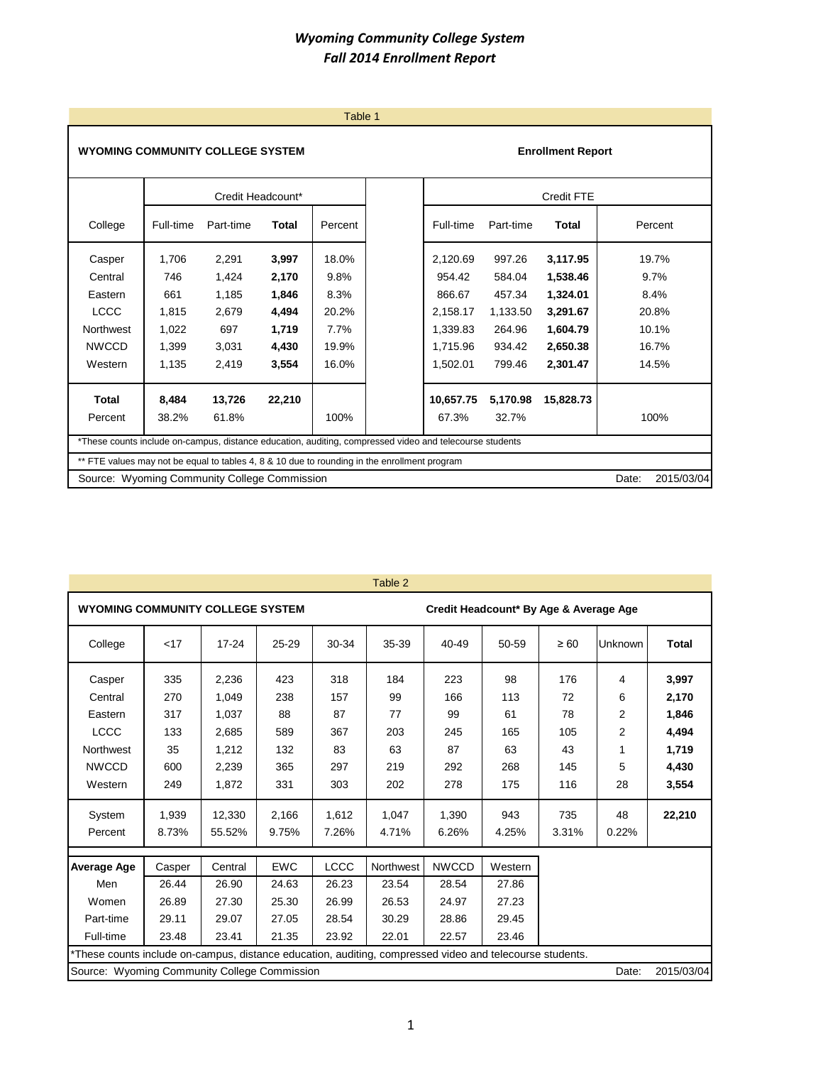# *Wyoming Community College System*
## *Fall 2014 Enrollment Report*

Table 1

**WYOMING COMMUNITY COLLEGE SYSTEM** — **Enrollment Report**

| College | Credit Headcount* | | | | Credit FTE | | | |
|---|---|---|---|---|---|---|---|---|
| | Full-time | Part-time | **Total** | Percent | Full-time | Part-time | **Total** | Percent |
| Casper | 1,706 | 2,291 | **3,997** | 18.0% | 2,120.69 | 997.26 | **3,117.95** | 19.7% |
| Central | 746 | 1,424 | **2,170** | 9.8% | 954.42 | 584.04 | **1,538.46** | 9.7% |
| Eastern | 661 | 1,185 | **1,846** | 8.3% | 866.67 | 457.34 | **1,324.01** | 8.4% |
| LCCC | 1,815 | 2,679 | **4,494** | 20.2% | 2,158.17 | 1,133.50 | **3,291.67** | 20.8% |
| Northwest | 1,022 | 697 | **1,719** | 7.7% | 1,339.83 | 264.96 | **1,604.79** | 10.1% |
| NWCCD | 1,399 | 3,031 | **4,430** | 19.9% | 1,715.96 | 934.42 | **2,650.38** | 16.7% |
| Western | 1,135 | 2,419 | **3,554** | 16.0% | 1,502.01 | 799.46 | **2,301.47** | 14.5% |
| **Total** | **8,484** | **13,726** | **22,210** | | **10,657.75** | **5,170.98** | **15,828.73** | |
| Percent | 38.2% | 61.8% | | 100% | 67.3% | 32.7% | | 100% |

*These counts include on-campus, distance education, auditing, compressed video and telecourse students

** FTE values may not be equal to tables 4, 8 & 10 due to rounding in the enrollment program

Source: Wyoming Community College Commission — Date: 2015/03/04

Table 2

**WYOMING COMMUNITY COLLEGE SYSTEM** — **Credit Headcount* By Age & Average Age**

| College | <17 | 17-24 | 25-29 | 30-34 | 35-39 | 40-49 | 50-59 | ≥ 60 | Unknown | **Total** |
|---|---|---|---|---|---|---|---|---|---|---|
| Casper | 335 | 2,236 | 423 | 318 | 184 | 223 | 98 | 176 | 4 | **3,997** |
| Central | 270 | 1,049 | 238 | 157 | 99 | 166 | 113 | 72 | 6 | **2,170** |
| Eastern | 317 | 1,037 | 88 | 87 | 77 | 99 | 61 | 78 | 2 | **1,846** |
| LCCC | 133 | 2,685 | 589 | 367 | 203 | 245 | 165 | 105 | 2 | **4,494** |
| Northwest | 35 | 1,212 | 132 | 83 | 63 | 87 | 63 | 43 | 1 | **1,719** |
| NWCCD | 600 | 2,239 | 365 | 297 | 219 | 292 | 268 | 145 | 5 | **4,430** |
| Western | 249 | 1,872 | 331 | 303 | 202 | 278 | 175 | 116 | 28 | **3,554** |
| System | 1,939 | 12,330 | 2,166 | 1,612 | 1,047 | 1,390 | 943 | 735 | 48 | **22,210** |
| Percent | 8.73% | 55.52% | 9.75% | 7.26% | 4.71% | 6.26% | 4.25% | 3.31% | 0.22% | |

| **Average Age** | Casper | Central | EWC | LCCC | Northwest | NWCCD | Western |
|---|---|---|---|---|---|---|---|
| Men | 26.44 | 26.90 | 24.63 | 26.23 | 23.54 | 28.54 | 27.86 |
| Women | 26.89 | 27.30 | 25.30 | 26.99 | 26.53 | 24.97 | 27.23 |
| Part-time | 29.11 | 29.07 | 27.05 | 28.54 | 30.29 | 28.86 | 29.45 |
| Full-time | 23.48 | 23.41 | 21.35 | 23.92 | 22.01 | 22.57 | 23.46 |

*These counts include on-campus, distance education, auditing, compressed video and telecourse students.

Source: Wyoming Community College Commission — Date: 2015/03/04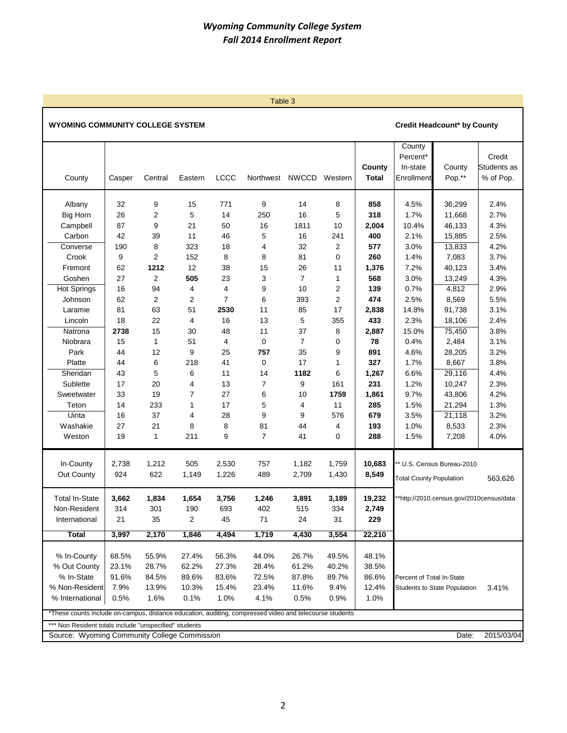# *Wyoming Community College System*
# *Fall 2014 Enrollment Report*

Table 3

**WYOMING COMMUNITY COLLEGE SYSTEM** — **Credit Headcount\* by County**

| County | Casper | Central | Eastern | LCCC | Northwest | NWCCD | Western | **County Total** | County Percent* In-state Enrollment | County Pop.** | Credit Students as % of Pop. |
|---|---|---|---|---|---|---|---|---|---|---|---|
| Albany | 32 | 9 | 15 | 771 | 9 | 14 | 8 | **858** | 4.5% | 36,299 | 2.4% |
| Big Horn | 26 | 2 | 5 | 14 | 250 | 16 | 5 | **318** | 1.7% | 11,668 | 2.7% |
| Campbell | 87 | 9 | 21 | 50 | 16 | 1811 | 10 | **2,004** | 10.4% | 46,133 | 4.3% |
| Carbon | 42 | 39 | 11 | 46 | 5 | 16 | 241 | **400** | 2.1% | 15,885 | 2.5% |
| Converse | 190 | 8 | 323 | 18 | 4 | 32 | 2 | **577** | 3.0% | 13,833 | 4.2% |
| Crook | 9 | 2 | 152 | 8 | 8 | 81 | 0 | **260** | 1.4% | 7,083 | 3.7% |
| Fremont | 62 | **1212** | 12 | 38 | 15 | 26 | 11 | **1,376** | 7.2% | 40,123 | 3.4% |
| Goshen | 27 | 2 | **505** | 23 | 3 | 7 | 1 | **568** | 3.0% | 13,249 | 4.3% |
| Hot Springs | 16 | 94 | 4 | 4 | 9 | 10 | 2 | **139** | 0.7% | 4,812 | 2.9% |
| Johnson | 62 | 2 | 2 | 7 | 6 | 393 | 2 | **474** | 2.5% | 8,569 | 5.5% |
| Laramie | 81 | 63 | 51 | **2530** | 11 | 85 | 17 | **2,838** | 14.8% | 91,738 | 3.1% |
| Lincoln | 18 | 22 | 4 | 16 | 13 | 5 | 355 | **433** | 2.3% | 18,106 | 2.4% |
| Natrona | **2738** | 15 | 30 | 48 | 11 | 37 | 8 | **2,887** | 15.0% | 75,450 | 3.8% |
| Niobrara | 15 | 1 | 51 | 4 | 0 | 7 | 0 | **78** | 0.4% | 2,484 | 3.1% |
| Park | 44 | 12 | 9 | 25 | **757** | 35 | 9 | **891** | 4.6% | 28,205 | 3.2% |
| Platte | 44 | 6 | 218 | 41 | 0 | 17 | 1 | **327** | 1.7% | 8,667 | 3.8% |
| Sheridan | 43 | 5 | 6 | 11 | 14 | **1182** | 6 | **1,267** | 6.6% | 29,116 | 4.4% |
| Sublette | 17 | 20 | 4 | 13 | 7 | 9 | 161 | **231** | 1.2% | 10,247 | 2.3% |
| Sweetwater | 33 | 19 | 7 | 27 | 6 | 10 | **1759** | **1,861** | 9.7% | 43,806 | 4.2% |
| Teton | 14 | 233 | 1 | 17 | 5 | 4 | 11 | **285** | 1.5% | 21,294 | 1.3% |
| Uinta | 16 | 37 | 4 | 28 | 9 | 9 | 576 | **679** | 3.5% | 21,118 | 3.2% |
| Washakie | 27 | 21 | 8 | 8 | 81 | 44 | 4 | **193** | 1.0% | 8,533 | 2.3% |
| Weston | 19 | 1 | 211 | 9 | 7 | 41 | 0 | **288** | 1.5% | 7,208 | 4.0% |
| In-County | 2,738 | 1,212 | 505 | 2,530 | 757 | 1,182 | 1,759 | **10,683** | ** U.S. Census Bureau-2010 | | |
| Out County | 924 | 622 | 1,149 | 1,226 | 489 | 2,709 | 1,430 | **8,549** | Total County Population | | 563,626 |
| Total In-State | **3,662** | **1,834** | **1,654** | **3,756** | **1,246** | **3,891** | **3,189** | **19,232** | **http://2010.census.gov/2010census/data | | |
| Non-Resident | 314 | 301 | 190 | 693 | 402 | 515 | 334 | **2,749** | | | |
| International | 21 | 35 | 2 | 45 | 71 | 24 | 31 | **229** | | | |
| **Total** | **3,997** | **2,170** | **1,846** | **4,494** | **1,719** | **4,430** | **3,554** | **22,210** | | | |
| % In-County | 68.5% | 55.9% | 27.4% | 56.3% | 44.0% | 26.7% | 49.5% | 48.1% | | | |
| % Out County | 23.1% | 28.7% | 62.2% | 27.3% | 28.4% | 61.2% | 40.2% | 38.5% | | | |
| % In-State | 91.6% | 84.5% | 89.6% | 83.6% | 72.5% | 87.8% | 89.7% | 86.6% | Percent of Total In-State | | |
| % Non-Resident | 7.9% | 13.9% | 10.3% | 15.4% | 23.4% | 11.6% | 9.4% | 12.4% | Students to State Population | | 3.41% |
| % International | 0.5% | 1.6% | 0.1% | 1.0% | 4.1% | 0.5% | 0.9% | 1.0% | | | |

*These counts include on-campus, distance education, auditing, compressed video and telecourse students

*** Non Resident totals include "unspecified" students

Source: Wyoming Community College Commission — Date: 2015/03/04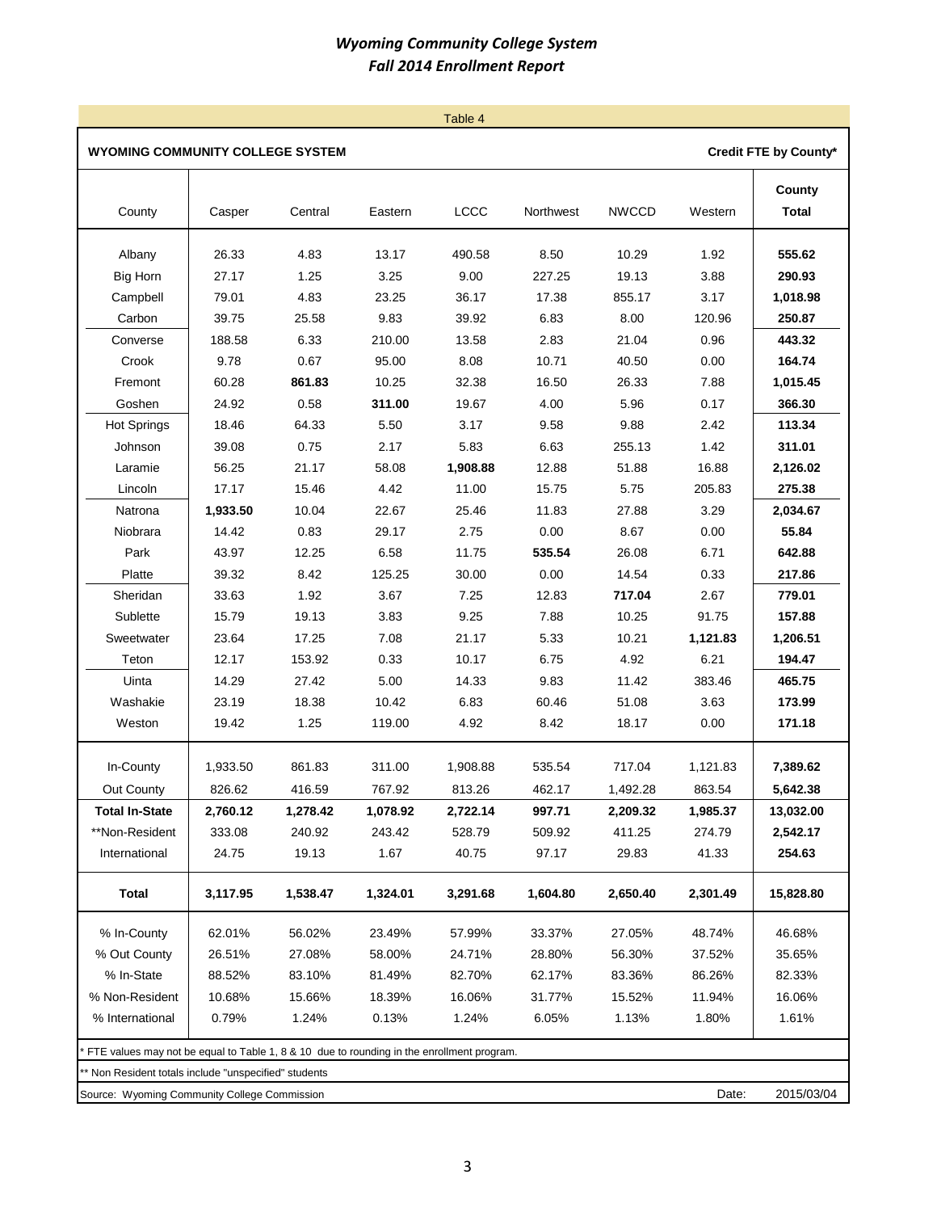# *Wyoming Community College System*
## *Fall 2014 Enrollment Report*

Table 4

**WYOMING COMMUNITY COLLEGE SYSTEM** — **Credit FTE by County***

| County | Casper | Central | Eastern | LCCC | Northwest | NWCCD | Western | County Total |
|---|---|---|---|---|---|---|---|---|
| Albany | 26.33 | 4.83 | 13.17 | 490.58 | 8.50 | 10.29 | 1.92 | **555.62** |
| Big Horn | 27.17 | 1.25 | 3.25 | 9.00 | 227.25 | 19.13 | 3.88 | **290.93** |
| Campbell | 79.01 | 4.83 | 23.25 | 36.17 | 17.38 | 855.17 | 3.17 | **1,018.98** |
| Carbon | 39.75 | 25.58 | 9.83 | 39.92 | 6.83 | 8.00 | 120.96 | **250.87** |
| Converse | 188.58 | 6.33 | 210.00 | 13.58 | 2.83 | 21.04 | 0.96 | **443.32** |
| Crook | 9.78 | 0.67 | 95.00 | 8.08 | 10.71 | 40.50 | 0.00 | **164.74** |
| Fremont | 60.28 | **861.83** | 10.25 | 32.38 | 16.50 | 26.33 | 7.88 | **1,015.45** |
| Goshen | 24.92 | 0.58 | **311.00** | 19.67 | 4.00 | 5.96 | 0.17 | **366.30** |
| Hot Springs | 18.46 | 64.33 | 5.50 | 3.17 | 9.58 | 9.88 | 2.42 | **113.34** |
| Johnson | 39.08 | 0.75 | 2.17 | 5.83 | 6.63 | 255.13 | 1.42 | **311.01** |
| Laramie | 56.25 | 21.17 | 58.08 | **1,908.88** | 12.88 | 51.88 | 16.88 | **2,126.02** |
| Lincoln | 17.17 | 15.46 | 4.42 | 11.00 | 15.75 | 5.75 | 205.83 | **275.38** |
| Natrona | **1,933.50** | 10.04 | 22.67 | 25.46 | 11.83 | 27.88 | 3.29 | **2,034.67** |
| Niobrara | 14.42 | 0.83 | 29.17 | 2.75 | 0.00 | 8.67 | 0.00 | **55.84** |
| Park | 43.97 | 12.25 | 6.58 | 11.75 | **535.54** | 26.08 | 6.71 | **642.88** |
| Platte | 39.32 | 8.42 | 125.25 | 30.00 | 0.00 | 14.54 | 0.33 | **217.86** |
| Sheridan | 33.63 | 1.92 | 3.67 | 7.25 | 12.83 | **717.04** | 2.67 | **779.01** |
| Sublette | 15.79 | 19.13 | 3.83 | 9.25 | 7.88 | 10.25 | 91.75 | **157.88** |
| Sweetwater | 23.64 | 17.25 | 7.08 | 21.17 | 5.33 | 10.21 | **1,121.83** | **1,206.51** |
| Teton | 12.17 | 153.92 | 0.33 | 10.17 | 6.75 | 4.92 | 6.21 | **194.47** |
| Uinta | 14.29 | 27.42 | 5.00 | 14.33 | 9.83 | 11.42 | 383.46 | **465.75** |
| Washakie | 23.19 | 18.38 | 10.42 | 6.83 | 60.46 | 51.08 | 3.63 | **173.99** |
| Weston | 19.42 | 1.25 | 119.00 | 4.92 | 8.42 | 18.17 | 0.00 | **171.18** |
| In-County | 1,933.50 | 861.83 | 311.00 | 1,908.88 | 535.54 | 717.04 | 1,121.83 | **7,389.62** |
| Out County | 826.62 | 416.59 | 767.92 | 813.26 | 462.17 | 1,492.28 | 863.54 | **5,642.38** |
| **Total In-State** | **2,760.12** | **1,278.42** | **1,078.92** | **2,722.14** | **997.71** | **2,209.32** | **1,985.37** | **13,032.00** |
| **Non-Resident | 333.08 | 240.92 | 243.42 | 528.79 | 509.92 | 411.25 | 274.79 | **2,542.17** |
| International | 24.75 | 19.13 | 1.67 | 40.75 | 97.17 | 29.83 | 41.33 | **254.63** |
| **Total** | **3,117.95** | **1,538.47** | **1,324.01** | **3,291.68** | **1,604.80** | **2,650.40** | **2,301.49** | **15,828.80** |
| % In-County | 62.01% | 56.02% | 23.49% | 57.99% | 33.37% | 27.05% | 48.74% | 46.68% |
| % Out County | 26.51% | 27.08% | 58.00% | 24.71% | 28.80% | 56.30% | 37.52% | 35.65% |
| % In-State | 88.52% | 83.10% | 81.49% | 82.70% | 62.17% | 83.36% | 86.26% | 82.33% |
| % Non-Resident | 10.68% | 15.66% | 18.39% | 16.06% | 31.77% | 15.52% | 11.94% | 16.06% |
| % International | 0.79% | 1.24% | 0.13% | 1.24% | 6.05% | 1.13% | 1.80% | 1.61% |

* FTE values may not be equal to Table 1, 8 & 10 due to rounding in the enrollment program.

** Non Resident totals include "unspecified" students

Source: Wyoming Community College Commission — Date: 2015/03/04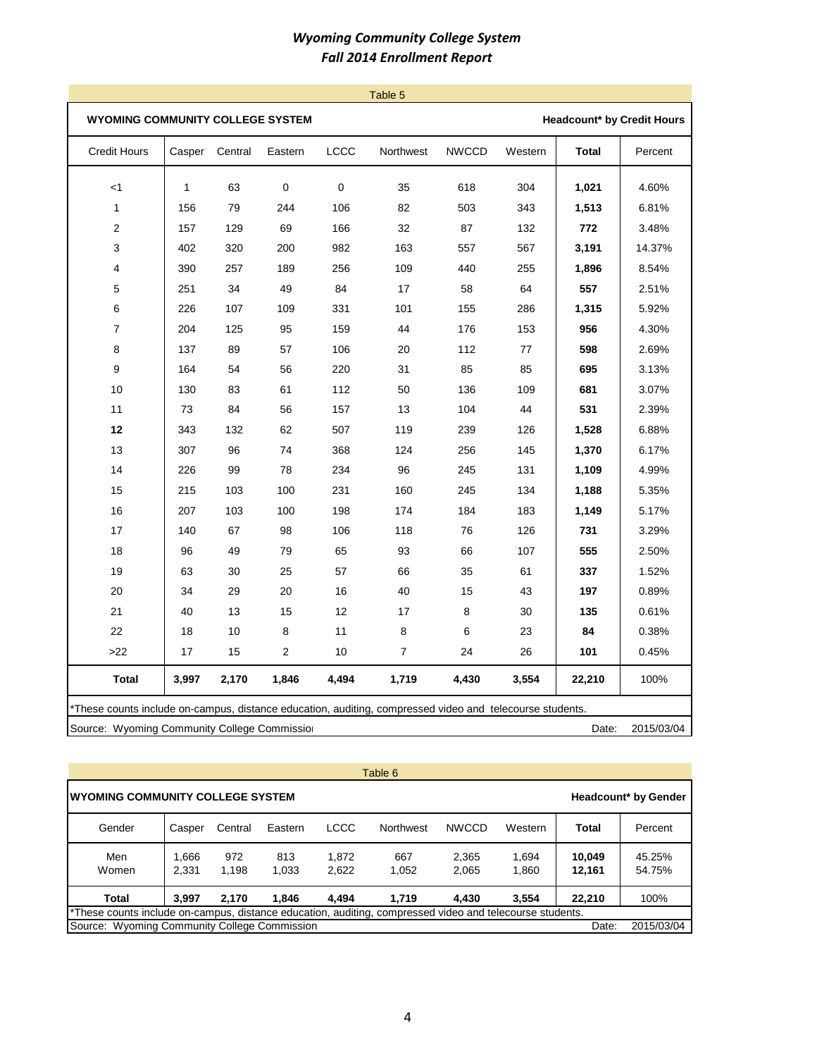# *Wyoming Community College System*
# *Fall 2014 Enrollment Report*

Table 5

**WYOMING COMMUNITY COLLEGE SYSTEM** — **Headcount* by Credit Hours**

| Credit Hours | Casper | Central | Eastern | LCCC | Northwest | NWCCD | Western | **Total** | Percent |
|---|---|---|---|---|---|---|---|---|---|
| <1 | 1 | 63 | 0 | 0 | 35 | 618 | 304 | **1,021** | 4.60% |
| 1 | 156 | 79 | 244 | 106 | 82 | 503 | 343 | **1,513** | 6.81% |
| 2 | 157 | 129 | 69 | 166 | 32 | 87 | 132 | **772** | 3.48% |
| 3 | 402 | 320 | 200 | 982 | 163 | 557 | 567 | **3,191** | 14.37% |
| 4 | 390 | 257 | 189 | 256 | 109 | 440 | 255 | **1,896** | 8.54% |
| 5 | 251 | 34 | 49 | 84 | 17 | 58 | 64 | **557** | 2.51% |
| 6 | 226 | 107 | 109 | 331 | 101 | 155 | 286 | **1,315** | 5.92% |
| 7 | 204 | 125 | 95 | 159 | 44 | 176 | 153 | **956** | 4.30% |
| 8 | 137 | 89 | 57 | 106 | 20 | 112 | 77 | **598** | 2.69% |
| 9 | 164 | 54 | 56 | 220 | 31 | 85 | 85 | **695** | 3.13% |
| 10 | 130 | 83 | 61 | 112 | 50 | 136 | 109 | **681** | 3.07% |
| 11 | 73 | 84 | 56 | 157 | 13 | 104 | 44 | **531** | 2.39% |
| **12** | 343 | 132 | 62 | 507 | 119 | 239 | 126 | **1,528** | 6.88% |
| 13 | 307 | 96 | 74 | 368 | 124 | 256 | 145 | **1,370** | 6.17% |
| 14 | 226 | 99 | 78 | 234 | 96 | 245 | 131 | **1,109** | 4.99% |
| 15 | 215 | 103 | 100 | 231 | 160 | 245 | 134 | **1,188** | 5.35% |
| 16 | 207 | 103 | 100 | 198 | 174 | 184 | 183 | **1,149** | 5.17% |
| 17 | 140 | 67 | 98 | 106 | 118 | 76 | 126 | **731** | 3.29% |
| 18 | 96 | 49 | 79 | 65 | 93 | 66 | 107 | **555** | 2.50% |
| 19 | 63 | 30 | 25 | 57 | 66 | 35 | 61 | **337** | 1.52% |
| 20 | 34 | 29 | 20 | 16 | 40 | 15 | 43 | **197** | 0.89% |
| 21 | 40 | 13 | 15 | 12 | 17 | 8 | 30 | **135** | 0.61% |
| 22 | 18 | 10 | 8 | 11 | 8 | 6 | 23 | **84** | 0.38% |
| >22 | 17 | 15 | 2 | 10 | 7 | 24 | 26 | **101** | 0.45% |
| **Total** | **3,997** | **2,170** | **1,846** | **4,494** | **1,719** | **4,430** | **3,554** | **22,210** | 100% |

*These counts include on-campus, distance education, auditing, compressed video and telecourse students.

Source: Wyoming Community College Commissioi — Date: 2015/03/04

Table 6

**WYOMING COMMUNITY COLLEGE SYSTEM** — **Headcount* by Gender**

| Gender | Casper | Central | Eastern | LCCC | Northwest | NWCCD | Western | **Total** | Percent |
|---|---|---|---|---|---|---|---|---|---|
| Men | 1,666 | 972 | 813 | 1,872 | 667 | 2,365 | 1,694 | **10,049** | 45.25% |
| Women | 2,331 | 1,198 | 1,033 | 2,622 | 1,052 | 2,065 | 1,860 | **12,161** | 54.75% |
| **Total** | **3,997** | **2,170** | **1,846** | **4,494** | **1,719** | **4,430** | **3,554** | **22,210** | 100% |

*These counts include on-campus, distance education, auditing, compressed video and telecourse students.

Source: Wyoming Community College Commission — Date: 2015/03/04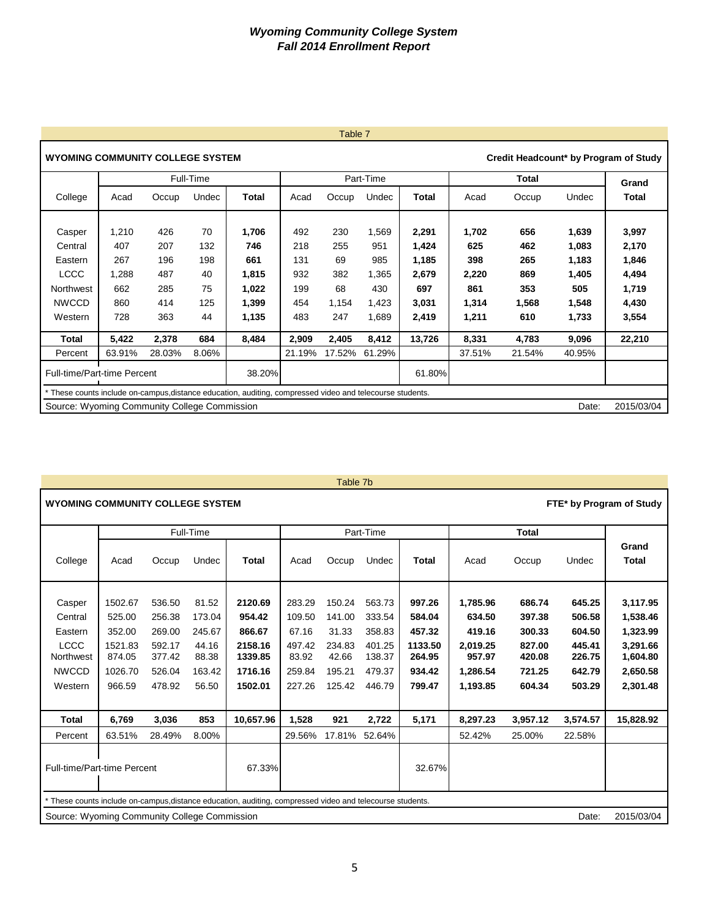# *Wyoming Community College System*
# *Fall 2014 Enrollment Report*

Table 7

**WYOMING COMMUNITY COLLEGE SYSTEM** — **Credit Headcount* by Program of Study**

| College | Full-Time | | | | Part-Time | | | | Total | | | Grand |
|---|---|---|---|---|---|---|---|---|---|---|---|---|
| | Acad | Occup | Undec | **Total** | Acad | Occup | Undec | **Total** | **Acad** | **Occup** | **Undec** | **Total** |
| Casper | 1,210 | 426 | 70 | **1,706** | 492 | 230 | 1,569 | **2,291** | **1,702** | **656** | **1,639** | **3,997** |
| Central | 407 | 207 | 132 | **746** | 218 | 255 | 951 | **1,424** | **625** | **462** | **1,083** | **2,170** |
| Eastern | 267 | 196 | 198 | **661** | 131 | 69 | 985 | **1,185** | **398** | **265** | **1,183** | **1,846** |
| LCCC | 1,288 | 487 | 40 | **1,815** | 932 | 382 | 1,365 | **2,679** | **2,220** | **869** | **1,405** | **4,494** |
| Northwest | 662 | 285 | 75 | **1,022** | 199 | 68 | 430 | **697** | **861** | **353** | **505** | **1,719** |
| NWCCD | 860 | 414 | 125 | **1,399** | 454 | 1,154 | 1,423 | **3,031** | **1,314** | **1,568** | **1,548** | **4,430** |
| Western | 728 | 363 | 44 | **1,135** | 483 | 247 | 1,689 | **2,419** | **1,211** | **610** | **1,733** | **3,554** |
| **Total** | **5,422** | **2,378** | **684** | **8,484** | **2,909** | **2,405** | **8,412** | **13,726** | **8,331** | **4,783** | **9,096** | **22,210** |
| Percent | 63.91% | 28.03% | 8.06% | | 21.19% | 17.52% | 61.29% | | 37.51% | 21.54% | 40.95% | |
| Full-time/Part-time Percent | | | | 38.20% | | | | 61.80% | | | | |

\* These counts include on-campus,distance education, auditing, compressed video and telecourse students.

Source: Wyoming Community College Commission — Date: 2015/03/04

Table 7b

**WYOMING COMMUNITY COLLEGE SYSTEM** — **FTE* by Program of Study**

| College | Full-Time | | | | Part-Time | | | | Total | | | Grand Total |
|---|---|---|---|---|---|---|---|---|---|---|---|---|
| | Acad | Occup | Undec | **Total** | Acad | Occup | Undec | **Total** | Acad | Occup | Undec | |
| Casper | 1502.67 | 536.50 | 81.52 | **2120.69** | 283.29 | 150.24 | 563.73 | **997.26** | **1,785.96** | **686.74** | **645.25** | **3,117.95** |
| Central | 525.00 | 256.38 | 173.04 | **954.42** | 109.50 | 141.00 | 333.54 | **584.04** | **634.50** | **397.38** | **506.58** | **1,538.46** |
| Eastern | 352.00 | 269.00 | 245.67 | **866.67** | 67.16 | 31.33 | 358.83 | **457.32** | **419.16** | **300.33** | **604.50** | **1,323.99** |
| LCCC | 1521.83 | 592.17 | 44.16 | **2158.16** | 497.42 | 234.83 | 401.25 | **1133.50** | **2,019.25** | **827.00** | **445.41** | **3,291.66** |
| Northwest | 874.05 | 377.42 | 88.38 | **1339.85** | 83.92 | 42.66 | 138.37 | **264.95** | **957.97** | **420.08** | **226.75** | **1,604.80** |
| NWCCD | 1026.70 | 526.04 | 163.42 | **1716.16** | 259.84 | 195.21 | 479.37 | **934.42** | **1,286.54** | **721.25** | **642.79** | **2,650.58** |
| Western | 966.59 | 478.92 | 56.50 | **1502.01** | 227.26 | 125.42 | 446.79 | **799.47** | **1,193.85** | **604.34** | **503.29** | **2,301.48** |
| **Total** | **6,769** | **3,036** | **853** | **10,657.96** | **1,528** | **921** | **2,722** | **5,171** | **8,297.23** | **3,957.12** | **3,574.57** | **15,828.92** |
| Percent | 63.51% | 28.49% | 8.00% | | 29.56% | 17.81% | 52.64% | | 52.42% | 25.00% | 22.58% | |
| Full-time/Part-time Percent | | | | 67.33% | | | | 32.67% | | | | |

\* These counts include on-campus,distance education, auditing, compressed video and telecourse students.

Source: Wyoming Community College Commission — Date: 2015/03/04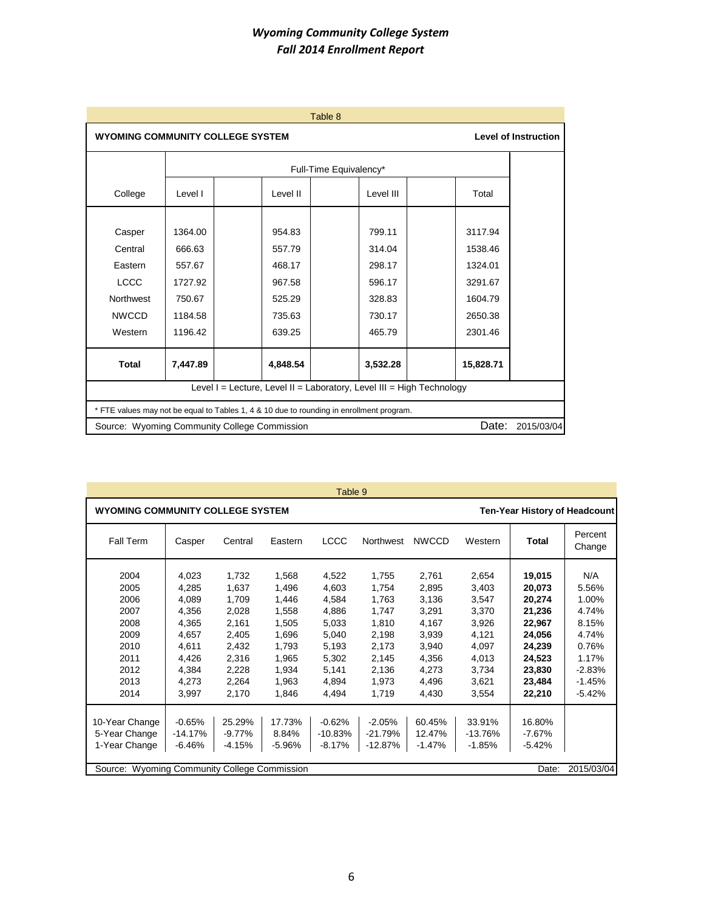# *Wyoming Community College System*
# *Fall 2014 Enrollment Report*

Table 8

**WYOMING COMMUNITY COLLEGE SYSTEM** — **Level of Instruction**

| College | Full-Time Equivalency* | | | |
|---|---|---|---|---|
| | Level I | Level II | Level III | Total |
| Casper | 1364.00 | 954.83 | 799.11 | 3117.94 |
| Central | 666.63 | 557.79 | 314.04 | 1538.46 |
| Eastern | 557.67 | 468.17 | 298.17 | 1324.01 |
| LCCC | 1727.92 | 967.58 | 596.17 | 3291.67 |
| Northwest | 750.67 | 525.29 | 328.83 | 1604.79 |
| NWCCD | 1184.58 | 735.63 | 730.17 | 2650.38 |
| Western | 1196.42 | 639.25 | 465.79 | 2301.46 |
| **Total** | **7,447.89** | **4,848.54** | **3,532.28** | **15,828.71** |

Level I = Lecture, Level II = Laboratory, Level III = High Technology

* FTE values may not be equal to Tables 1, 4 & 10 due to rounding in enrollment program.

Source: Wyoming Community College Commission — Date: 2015/03/04

Table 9

**WYOMING COMMUNITY COLLEGE SYSTEM** — **Ten-Year History of Headcount**

| Fall Term | Casper | Central | Eastern | LCCC | Northwest | NWCCD | Western | **Total** | Percent Change |
|---|---|---|---|---|---|---|---|---|---|
| 2004 | 4,023 | 1,732 | 1,568 | 4,522 | 1,755 | 2,761 | 2,654 | **19,015** | N/A |
| 2005 | 4,285 | 1,637 | 1,496 | 4,603 | 1,754 | 2,895 | 3,403 | **20,073** | 5.56% |
| 2006 | 4,089 | 1,709 | 1,446 | 4,584 | 1,763 | 3,136 | 3,547 | **20,274** | 1.00% |
| 2007 | 4,356 | 2,028 | 1,558 | 4,886 | 1,747 | 3,291 | 3,370 | **21,236** | 4.74% |
| 2008 | 4,365 | 2,161 | 1,505 | 5,033 | 1,810 | 4,167 | 3,926 | **22,967** | 8.15% |
| 2009 | 4,657 | 2,405 | 1,696 | 5,040 | 2,198 | 3,939 | 4,121 | **24,056** | 4.74% |
| 2010 | 4,611 | 2,432 | 1,793 | 5,193 | 2,173 | 3,940 | 4,097 | **24,239** | 0.76% |
| 2011 | 4,426 | 2,316 | 1,965 | 5,302 | 2,145 | 4,356 | 4,013 | **24,523** | 1.17% |
| 2012 | 4,384 | 2,228 | 1,934 | 5,141 | 2,136 | 4,273 | 3,734 | **23,830** | -2.83% |
| 2013 | 4,273 | 2,264 | 1,963 | 4,894 | 1,973 | 4,496 | 3,621 | **23,484** | -1.45% |
| 2014 | 3,997 | 2,170 | 1,846 | 4,494 | 1,719 | 4,430 | 3,554 | **22,210** | -5.42% |
| 10-Year Change | -0.65% | 25.29% | 17.73% | -0.62% | -2.05% | 60.45% | 33.91% | 16.80% | |
| 5-Year Change | -14.17% | -9.77% | 8.84% | -10.83% | -21.79% | 12.47% | -13.76% | -7.67% | |
| 1-Year Change | -6.46% | -4.15% | -5.96% | -8.17% | -12.87% | -1.47% | -1.85% | -5.42% | |

Source: Wyoming Community College Commission — Date: 2015/03/04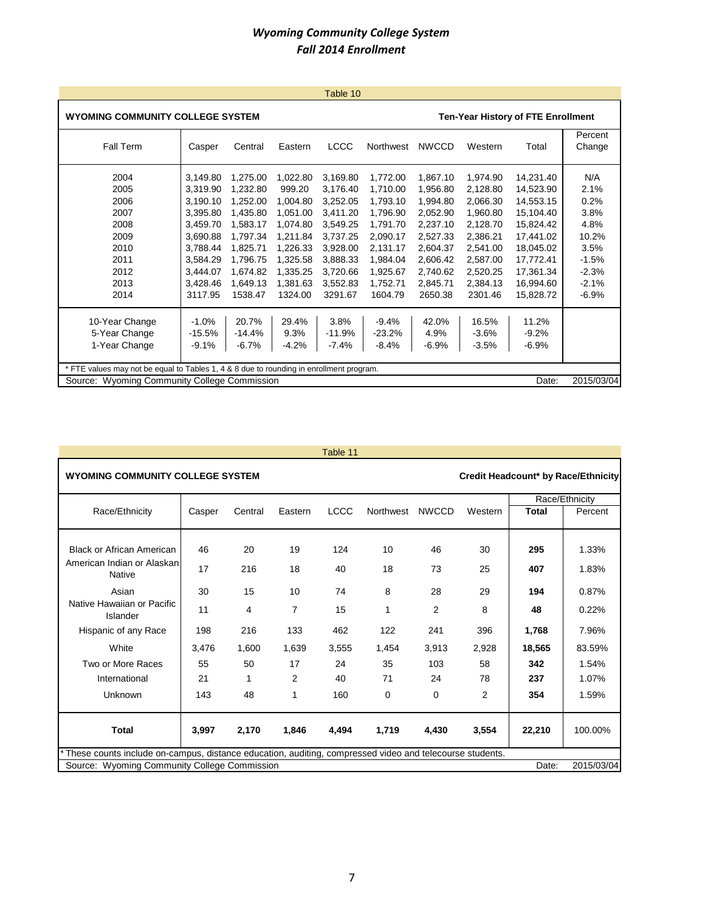# *Wyoming Community College System*
## *Fall 2014 Enrollment*

Table 10

**WYOMING COMMUNITY COLLEGE SYSTEM** — **Ten-Year History of FTE Enrollment**

| Fall Term | Casper | Central | Eastern | LCCC | Northwest | NWCCD | Western | Total | Percent Change |
|---|---|---|---|---|---|---|---|---|---|
| 2004 | 3,149.80 | 1,275.00 | 1,022.80 | 3,169.80 | 1,772.00 | 1,867.10 | 1,974.90 | 14,231.40 | N/A |
| 2005 | 3,319.90 | 1,232.80 | 999.20 | 3,176.40 | 1,710.00 | 1,956.80 | 2,128.80 | 14,523.90 | 2.1% |
| 2006 | 3,190.10 | 1,252.00 | 1,004.80 | 3,252.05 | 1,793.10 | 1,994.80 | 2,066.30 | 14,553.15 | 0.2% |
| 2007 | 3,395.80 | 1,435.80 | 1,051.00 | 3,411.20 | 1,796.90 | 2,052.90 | 1,960.80 | 15,104.40 | 3.8% |
| 2008 | 3,459.70 | 1,583.17 | 1,074.80 | 3,549.25 | 1,791.70 | 2,237.10 | 2,128.70 | 15,824.42 | 4.8% |
| 2009 | 3,690.88 | 1,797.34 | 1,211.84 | 3,737.25 | 2,090.17 | 2,527.33 | 2,386.21 | 17,441.02 | 10.2% |
| 2010 | 3,788.44 | 1,825.71 | 1,226.33 | 3,928.00 | 2,131.17 | 2,604.37 | 2,541.00 | 18,045.02 | 3.5% |
| 2011 | 3,584.29 | 1,796.75 | 1,325.58 | 3,888.33 | 1,984.04 | 2,606.42 | 2,587.00 | 17,772.41 | -1.5% |
| 2012 | 3,444.07 | 1,674.82 | 1,335.25 | 3,720.66 | 1,925.67 | 2,740.62 | 2,520.25 | 17,361.34 | -2.3% |
| 2013 | 3,428.46 | 1,649.13 | 1,381.63 | 3,552.83 | 1,752.71 | 2,845.71 | 2,384.13 | 16,994.60 | -2.1% |
| 2014 | 3117.95 | 1538.47 | 1324.00 | 3291.67 | 1604.79 | 2650.38 | 2301.46 | 15,828.72 | -6.9% |
| 10-Year Change | -1.0% | 20.7% | 29.4% | 3.8% | -9.4% | 42.0% | 16.5% | 11.2% | |
| 5-Year Change | -15.5% | -14.4% | 9.3% | -11.9% | -23.2% | 4.9% | -3.6% | -9.2% | |
| 1-Year Change | -9.1% | -6.7% | -4.2% | -7.4% | -8.4% | -6.9% | -3.5% | -6.9% | |

* FTE values may not be equal to Tables 1, 4 & 8 due to rounding in enrollment program.

Source: Wyoming Community College Commission — Date: 2015/03/04

Table 11

**WYOMING COMMUNITY COLLEGE SYSTEM** — **Credit Headcount* by Race/Ethnicity**

| Race/Ethnicity | Casper | Central | Eastern | LCCC | Northwest | NWCCD | Western | Race/Ethnicity Total | Race/Ethnicity Percent |
|---|---|---|---|---|---|---|---|---|---|
| Black or African American | 46 | 20 | 19 | 124 | 10 | 46 | 30 | **295** | 1.33% |
| American Indian or Alaskan Native | 17 | 216 | 18 | 40 | 18 | 73 | 25 | **407** | 1.83% |
| Asian | 30 | 15 | 10 | 74 | 8 | 28 | 29 | **194** | 0.87% |
| Native Hawaiian or Pacific Islander | 11 | 4 | 7 | 15 | 1 | 2 | 8 | **48** | 0.22% |
| Hispanic of any Race | 198 | 216 | 133 | 462 | 122 | 241 | 396 | **1,768** | 7.96% |
| White | 3,476 | 1,600 | 1,639 | 3,555 | 1,454 | 3,913 | 2,928 | **18,565** | 83.59% |
| Two or More Races | 55 | 50 | 17 | 24 | 35 | 103 | 58 | **342** | 1.54% |
| International | 21 | 1 | 2 | 40 | 71 | 24 | 78 | **237** | 1.07% |
| Unknown | 143 | 48 | 1 | 160 | 0 | 0 | 2 | **354** | 1.59% |
| **Total** | **3,997** | **2,170** | **1,846** | **4,494** | **1,719** | **4,430** | **3,554** | **22,210** | 100.00% |

* These counts include on-campus, distance education, auditing, compressed video and telecourse students.

Source: Wyoming Community College Commission — Date: 2015/03/04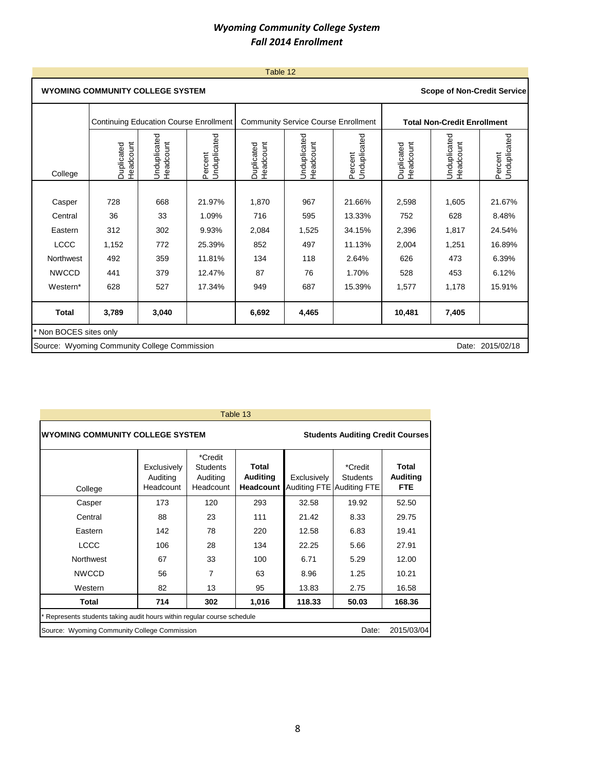# *Wyoming Community College System*
# *Fall 2014 Enrollment*

Table 12

| WYOMING COMMUNITY COLLEGE SYSTEM | | | | | | | | | Scope of Non-Credit Service |
|---|---|---|---|---|---|---|---|---|---|
| | Continuing Education Course Enrollment | | | Community Service Course Enrollment | | | Total Non-Credit Enrollment | | |
| College | Duplicated Headcount | Unduplicated Headcount | Percent Unduplicated | Duplicated Headcount | Unduplicated Headcount | Percent Unduplicated | Duplicated Headcount | Unduplicated Headcount | Percent Unduplicated |
| Casper | 728 | 668 | 21.97% | 1,870 | 967 | 21.66% | 2,598 | 1,605 | 21.67% |
| Central | 36 | 33 | 1.09% | 716 | 595 | 13.33% | 752 | 628 | 8.48% |
| Eastern | 312 | 302 | 9.93% | 2,084 | 1,525 | 34.15% | 2,396 | 1,817 | 24.54% |
| LCCC | 1,152 | 772 | 25.39% | 852 | 497 | 11.13% | 2,004 | 1,251 | 16.89% |
| Northwest | 492 | 359 | 11.81% | 134 | 118 | 2.64% | 626 | 473 | 6.39% |
| NWCCD | 441 | 379 | 12.47% | 87 | 76 | 1.70% | 528 | 453 | 6.12% |
| Western* | 628 | 527 | 17.34% | 949 | 687 | 15.39% | 1,577 | 1,178 | 15.91% |
| **Total** | **3,789** | **3,040** | | **6,692** | **4,465** | | **10,481** | **7,405** | |

* Non BOCES sites only

Source: Wyoming Community College Commission — Date: 2015/02/18

Table 13

| WYOMING COMMUNITY COLLEGE SYSTEM | | | | | | Students Auditing Credit Courses |
|---|---|---|---|---|---|---|
| College | Exclusively Auditing Headcount | *Credit Students Auditing Headcount | **Total Auditing Headcount** | Exclusively Auditing FTE | *Credit Students Auditing FTE | **Total Auditing FTE** |
| Casper | 173 | 120 | 293 | 32.58 | 19.92 | 52.50 |
| Central | 88 | 23 | 111 | 21.42 | 8.33 | 29.75 |
| Eastern | 142 | 78 | 220 | 12.58 | 6.83 | 19.41 |
| LCCC | 106 | 28 | 134 | 22.25 | 5.66 | 27.91 |
| Northwest | 67 | 33 | 100 | 6.71 | 5.29 | 12.00 |
| NWCCD | 56 | 7 | 63 | 8.96 | 1.25 | 10.21 |
| Western | 82 | 13 | 95 | 13.83 | 2.75 | 16.58 |
| **Total** | **714** | **302** | **1,016** | **118.33** | **50.03** | **168.36** |

* Represents students taking audit hours within regular course schedule

Source: Wyoming Community College Commission — Date: 2015/03/04